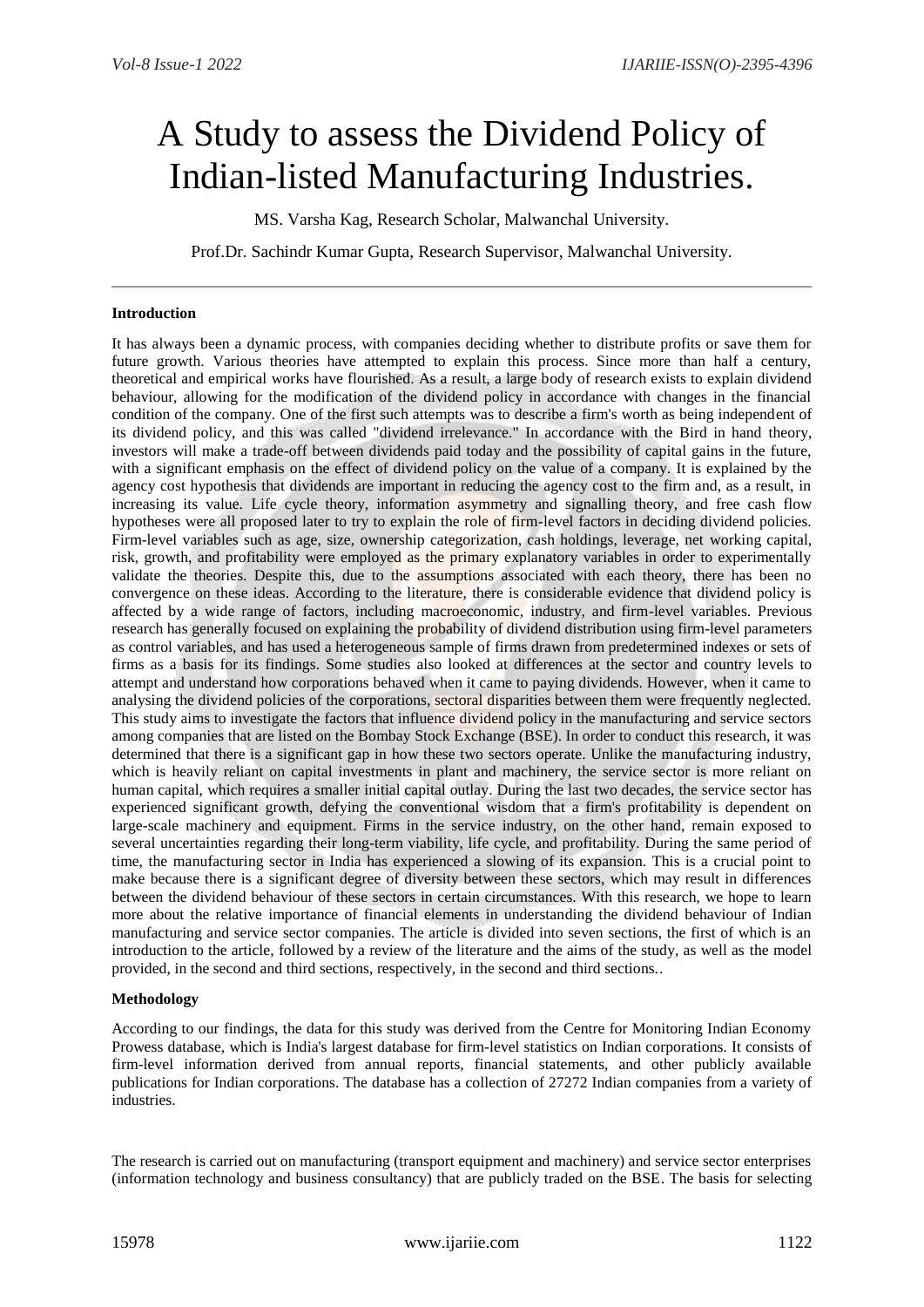# A Study to assess the Dividend Policy of Indian-listed Manufacturing Industries.

MS. Varsha Kag, Research Scholar, Malwanchal University.

Prof.Dr. Sachindr Kumar Gupta, Research Supervisor, Malwanchal University.

---

**Introduction**

It has always been a dynamic process, with companies deciding whether to distribute profits or save them for future growth. Various theories have attempted to explain this process. Since more than half a century, theoretical and empirical works have flourished. As a result, a large body of research exists to explain dividend behaviour, allowing for the modification of the dividend policy in accordance with changes in the financial condition of the company. One of the first such attempts was to describe a firm's worth as being independent of its dividend policy, and this was called "dividend irrelevance." In accordance with the Bird in hand theory, investors will make a trade-off between dividends paid today and the possibility of capital gains in the future, with a significant emphasis on the effect of dividend policy on the value of a company. It is explained by the agency cost hypothesis that dividends are important in reducing the agency cost to the firm and, as a result, in increasing its value. Life cycle theory, information asymmetry and signalling theory, and free cash flow hypotheses were all proposed later to try to explain the role of firm-level factors in deciding dividend policies. Firm-level variables such as age, size, ownership categorization, cash holdings, leverage, net working capital, risk, growth, and profitability were employed as the primary explanatory variables in order to experimentally validate the theories. Despite this, due to the assumptions associated with each theory, there has been no convergence on these ideas. According to the literature, there is considerable evidence that dividend policy is affected by a wide range of factors, including macroeconomic, industry, and firm-level variables. Previous research has generally focused on explaining the probability of dividend distribution using firm-level parameters as control variables, and has used a heterogeneous sample of firms drawn from predetermined indexes or sets of firms as a basis for its findings. Some studies also looked at differences at the sector and country levels to attempt and understand how corporations behaved when it came to paying dividends. However, when it came to analysing the dividend policies of the corporations, sectoral disparities between them were frequently neglected. This study aims to investigate the factors that influence dividend policy in the manufacturing and service sectors among companies that are listed on the Bombay Stock Exchange (BSE). In order to conduct this research, it was determined that there is a significant gap in how these two sectors operate. Unlike the manufacturing industry, which is heavily reliant on capital investments in plant and machinery, the service sector is more reliant on human capital, which requires a smaller initial capital outlay. During the last two decades, the service sector has experienced significant growth, defying the conventional wisdom that a firm's profitability is dependent on large-scale machinery and equipment. Firms in the service industry, on the other hand, remain exposed to several uncertainties regarding their long-term viability, life cycle, and profitability. During the same period of time, the manufacturing sector in India has experienced a slowing of its expansion. This is a crucial point to make because there is a significant degree of diversity between these sectors, which may result in differences between the dividend behaviour of these sectors in certain circumstances. With this research, we hope to learn more about the relative importance of financial elements in understanding the dividend behaviour of Indian manufacturing and service sector companies. The article is divided into seven sections, the first of which is an introduction to the article, followed by a review of the literature and the aims of the study, as well as the model provided, in the second and third sections, respectively, in the second and third sections..

**Methodology**

According to our findings, the data for this study was derived from the Centre for Monitoring Indian Economy Prowess database, which is India's largest database for firm-level statistics on Indian corporations. It consists of firm-level information derived from annual reports, financial statements, and other publicly available publications for Indian corporations. The database has a collection of 27272 Indian companies from a variety of industries.

The research is carried out on manufacturing (transport equipment and machinery) and service sector enterprises (information technology and business consultancy) that are publicly traded on the BSE. The basis for selecting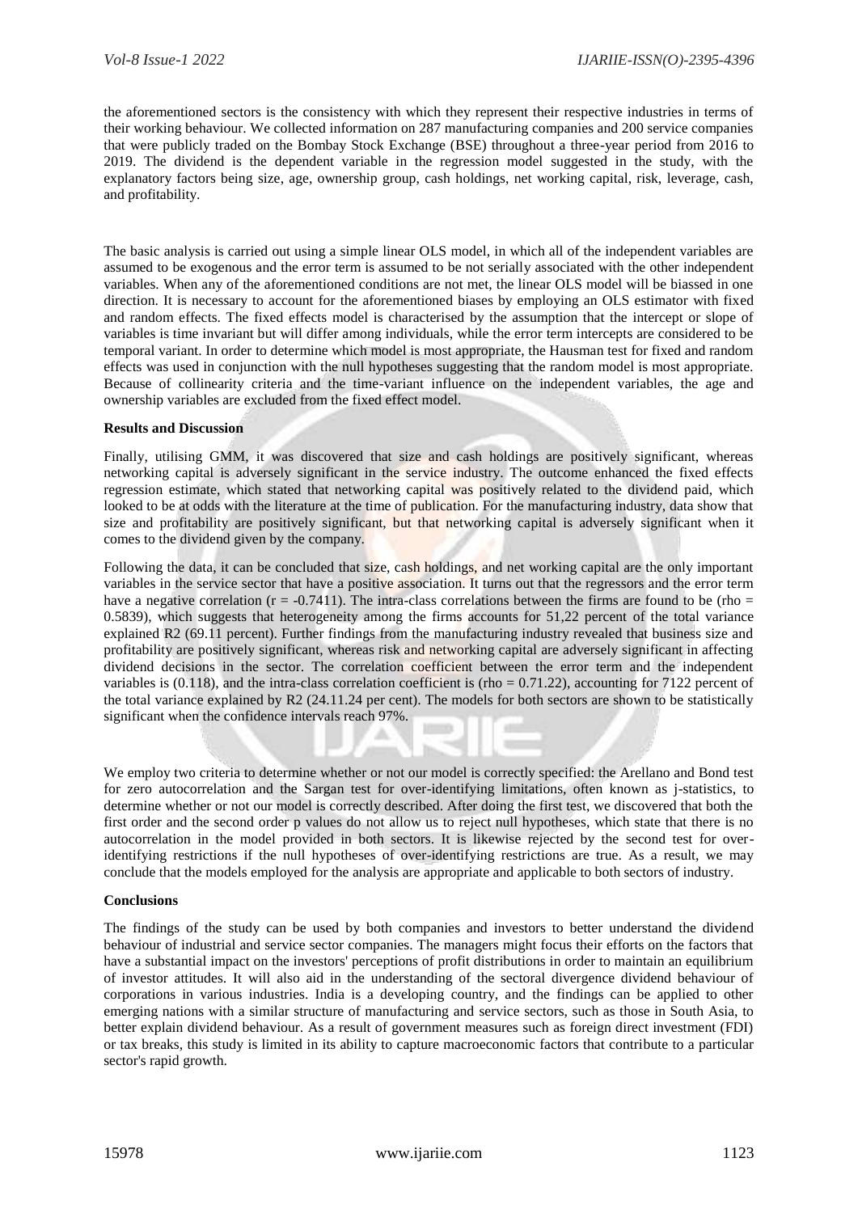the aforementioned sectors is the consistency with which they represent their respective industries in terms of their working behaviour. We collected information on 287 manufacturing companies and 200 service companies that were publicly traded on the Bombay Stock Exchange (BSE) throughout a three-year period from 2016 to 2019. The dividend is the dependent variable in the regression model suggested in the study, with the explanatory factors being size, age, ownership group, cash holdings, net working capital, risk, leverage, cash, and profitability.

The basic analysis is carried out using a simple linear OLS model, in which all of the independent variables are assumed to be exogenous and the error term is assumed to be not serially associated with the other independent variables. When any of the aforementioned conditions are not met, the linear OLS model will be biassed in one direction. It is necessary to account for the aforementioned biases by employing an OLS estimator with fixed and random effects. The fixed effects model is characterised by the assumption that the intercept or slope of variables is time invariant but will differ among individuals, while the error term intercepts are considered to be temporal variant. In order to determine which model is most appropriate, the Hausman test for fixed and random effects was used in conjunction with the null hypotheses suggesting that the random model is most appropriate. Because of collinearity criteria and the time-variant influence on the independent variables, the age and ownership variables are excluded from the fixed effect model.

**Results and Discussion**

Finally, utilising GMM, it was discovered that size and cash holdings are positively significant, whereas networking capital is adversely significant in the service industry. The outcome enhanced the fixed effects regression estimate, which stated that networking capital was positively related to the dividend paid, which looked to be at odds with the literature at the time of publication. For the manufacturing industry, data show that size and profitability are positively significant, but that networking capital is adversely significant when it comes to the dividend given by the company.

Following the data, it can be concluded that size, cash holdings, and net working capital are the only important variables in the service sector that have a positive association. It turns out that the regressors and the error term have a negative correlation ($r = -0.7411$). The intra-class correlations between the firms are found to be ($\rho = 0.5839$), which suggests that heterogeneity among the firms accounts for 51,22 percent of the total variance explained R2 (69.11 percent). Further findings from the manufacturing industry revealed that business size and profitability are positively significant, whereas risk and networking capital are adversely significant in affecting dividend decisions in the sector. The correlation coefficient between the error term and the independent variables is (0.118), and the intra-class correlation coefficient is ($\rho = 0.71.22$), accounting for 7122 percent of the total variance explained by R2 (24.11.24 per cent). The models for both sectors are shown to be statistically significant when the confidence intervals reach 97%.

We employ two criteria to determine whether or not our model is correctly specified: the Arellano and Bond test for zero autocorrelation and the Sargan test for over-identifying limitations, often known as j-statistics, to determine whether or not our model is correctly described. After doing the first test, we discovered that both the first order and the second order p values do not allow us to reject null hypotheses, which state that there is no autocorrelation in the model provided in both sectors. It is likewise rejected by the second test for over-identifying restrictions if the null hypotheses of over-identifying restrictions are true. As a result, we may conclude that the models employed for the analysis are appropriate and applicable to both sectors of industry.

**Conclusions**

The findings of the study can be used by both companies and investors to better understand the dividend behaviour of industrial and service sector companies. The managers might focus their efforts on the factors that have a substantial impact on the investors' perceptions of profit distributions in order to maintain an equilibrium of investor attitudes. It will also aid in the understanding of the sectoral divergence dividend behaviour of corporations in various industries. India is a developing country, and the findings can be applied to other emerging nations with a similar structure of manufacturing and service sectors, such as those in South Asia, to better explain dividend behaviour. As a result of government measures such as foreign direct investment (FDI) or tax breaks, this study is limited in its ability to capture macroeconomic factors that contribute to a particular sector's rapid growth.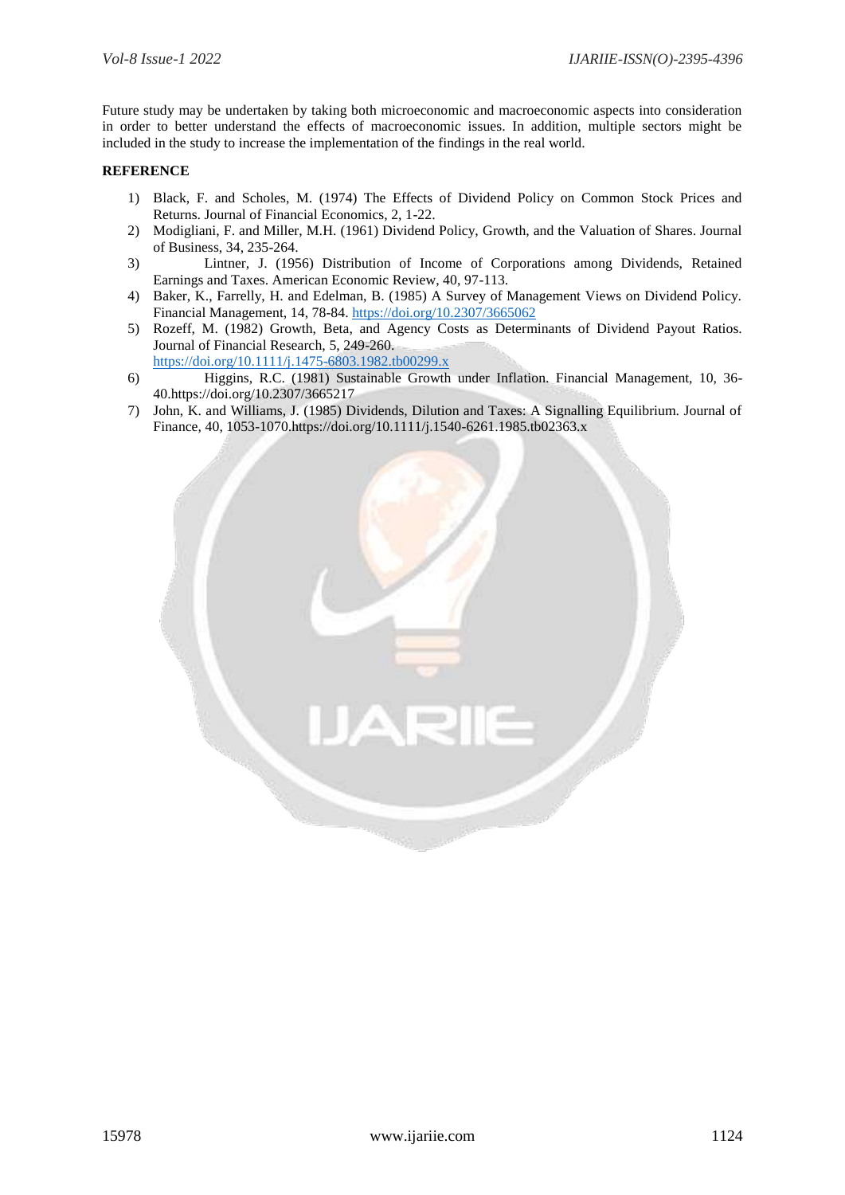Future study may be undertaken by taking both microeconomic and macroeconomic aspects into consideration in order to better understand the effects of macroeconomic issues. In addition, multiple sectors might be included in the study to increase the implementation of the findings in the real world.

**REFERENCE**

1) Black, F. and Scholes, M. (1974) The Effects of Dividend Policy on Common Stock Prices and Returns. Journal of Financial Economics, 2, 1-22.
2) Modigliani, F. and Miller, M.H. (1961) Dividend Policy, Growth, and the Valuation of Shares. Journal of Business, 34, 235-264.
3) Lintner, J. (1956) Distribution of Income of Corporations among Dividends, Retained Earnings and Taxes. American Economic Review, 40, 97-113.
4) Baker, K., Farrelly, H. and Edelman, B. (1985) A Survey of Management Views on Dividend Policy. Financial Management, 14, 78-84. https://doi.org/10.2307/3665062
5) Rozeff, M. (1982) Growth, Beta, and Agency Costs as Determinants of Dividend Payout Ratios. Journal of Financial Research, 5, 249-260. https://doi.org/10.1111/j.1475-6803.1982.tb00299.x
6) Higgins, R.C. (1981) Sustainable Growth under Inflation. Financial Management, 10, 36-40.https://doi.org/10.2307/3665217
7) John, K. and Williams, J. (1985) Dividends, Dilution and Taxes: A Signalling Equilibrium. Journal of Finance, 40, 1053-1070.https://doi.org/10.1111/j.1540-6261.1985.tb02363.x